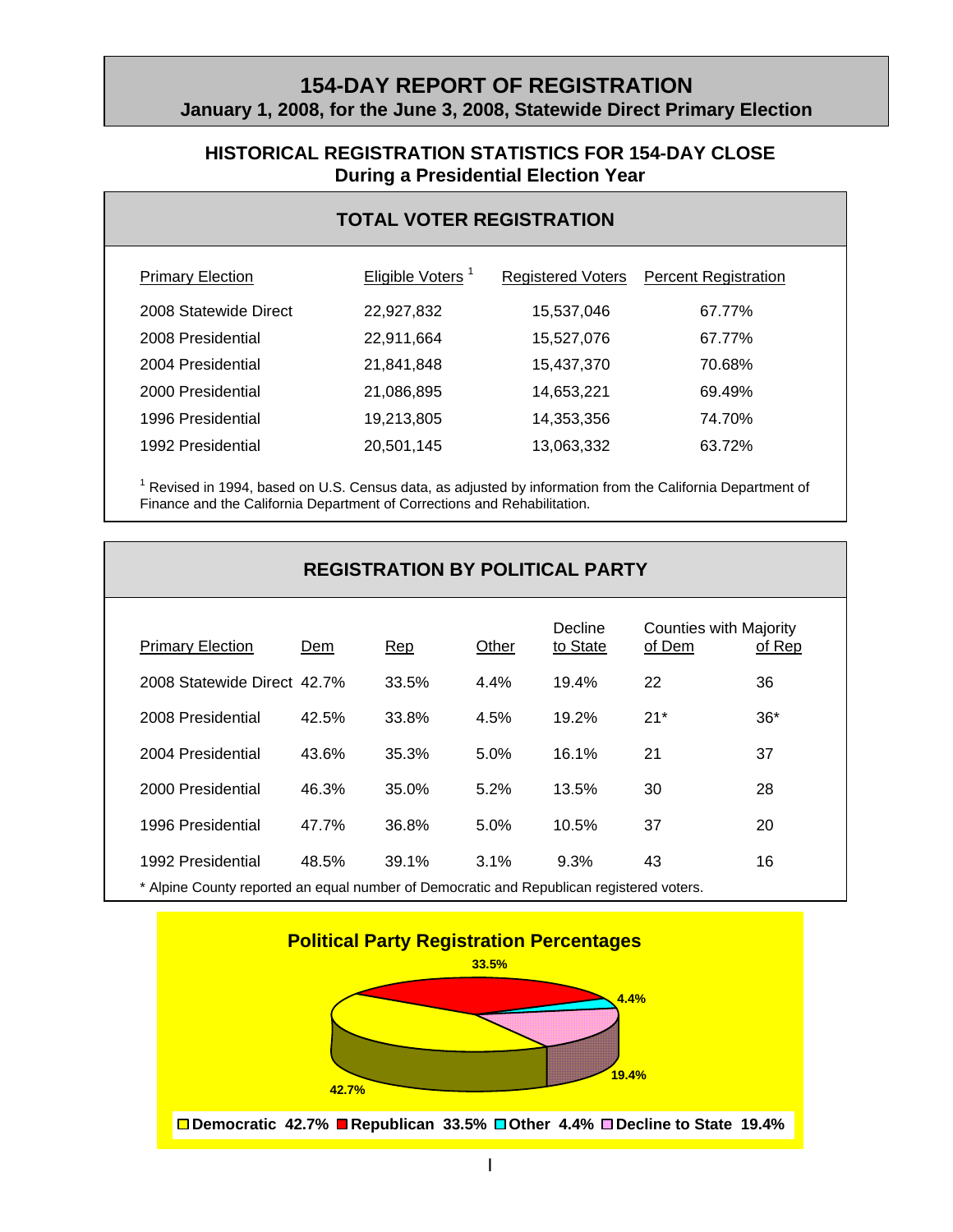# 154-DAY REPORT OF REGISTRATION

**January 1, 2008, for the June 3, 2008, Statewide Direct Primary Election**

## HISTORICAL REGISTRATION STATISTICS FOR 154-DAY CLOSE
**During a Presidential Election Year**

### TOTAL VOTER REGISTRATION

| Primary Election | Eligible Voters [1] | Registered Voters | Percent Registration |
|---|---|---|---|
| 2008 Statewide Direct | 22,927,832 | 15,537,046 | 67.77% |
| 2008 Presidential | 22,911,664 | 15,527,076 | 67.77% |
| 2004 Presidential | 21,841,848 | 15,437,370 | 70.68% |
| 2000 Presidential | 21,086,895 | 14,653,221 | 69.49% |
| 1996 Presidential | 19,213,805 | 14,353,356 | 74.70% |
| 1992 Presidential | 20,501,145 | 13,063,332 | 63.72% |

[1] Revised in 1994, based on U.S. Census data, as adjusted by information from the California Department of Finance and the California Department of Corrections and Rehabilitation.

### REGISTRATION BY POLITICAL PARTY

| Primary Election | Dem | Rep | Other | Decline to State | Counties with Majority of Dem | Counties with Majority of Rep |
|---|---|---|---|---|---|---|
| 2008 Statewide Direct | 42.7% | 33.5% | 4.4% | 19.4% | 22 | 36 |
| 2008 Presidential | 42.5% | 33.8% | 4.5% | 19.2% | 21* | 36* |
| 2004 Presidential | 43.6% | 35.3% | 5.0% | 16.1% | 21 | 37 |
| 2000 Presidential | 46.3% | 35.0% | 5.2% | 13.5% | 30 | 28 |
| 1996 Presidential | 47.7% | 36.8% | 5.0% | 10.5% | 37 | 20 |
| 1992 Presidential | 48.5% | 39.1% | 3.1% | 9.3% | 43 | 16 |

* Alpine County reported an equal number of Democratic and Republican registered voters.

**Political Party Registration Percentages**

Democratic 42.7% | Republican 33.5% | Other 4.4% | Decline to State 19.4%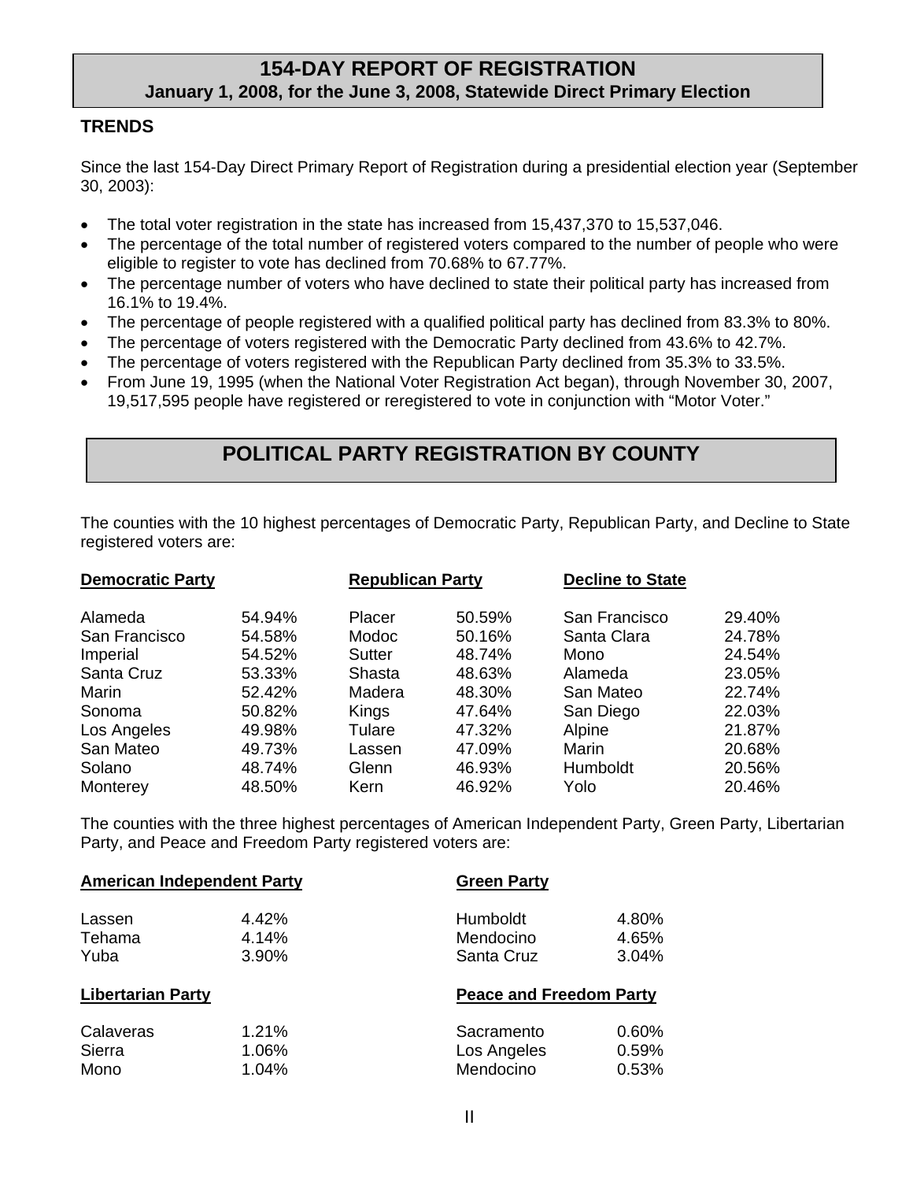# 154-DAY REPORT OF REGISTRATION

## January 1, 2008, for the June 3, 2008, Statewide Direct Primary Election

### TRENDS

Since the last 154-Day Direct Primary Report of Registration during a presidential election year (September 30, 2003):

- The total voter registration in the state has increased from 15,437,370 to 15,537,046.
- The percentage of the total number of registered voters compared to the number of people who were eligible to register to vote has declined from 70.68% to 67.77%.
- The percentage number of voters who have declined to state their political party has increased from 16.1% to 19.4%.
- The percentage of people registered with a qualified political party has declined from 83.3% to 80%.
- The percentage of voters registered with the Democratic Party declined from 43.6% to 42.7%.
- The percentage of voters registered with the Republican Party declined from 35.3% to 33.5%.
- From June 19, 1995 (when the National Voter Registration Act began), through November 30, 2007, 19,517,595 people have registered or reregistered to vote in conjunction with "Motor Voter."

## POLITICAL PARTY REGISTRATION BY COUNTY

The counties with the 10 highest percentages of Democratic Party, Republican Party, and Decline to State registered voters are:

| Democratic Party | | Republican Party | | Decline to State | |
|---|---|---|---|---|---|
| Alameda | 54.94% | Placer | 50.59% | San Francisco | 29.40% |
| San Francisco | 54.58% | Modoc | 50.16% | Santa Clara | 24.78% |
| Imperial | 54.52% | Sutter | 48.74% | Mono | 24.54% |
| Santa Cruz | 53.33% | Shasta | 48.63% | Alameda | 23.05% |
| Marin | 52.42% | Madera | 48.30% | San Mateo | 22.74% |
| Sonoma | 50.82% | Kings | 47.64% | San Diego | 22.03% |
| Los Angeles | 49.98% | Tulare | 47.32% | Alpine | 21.87% |
| San Mateo | 49.73% | Lassen | 47.09% | Marin | 20.68% |
| Solano | 48.74% | Glenn | 46.93% | Humboldt | 20.56% |
| Monterey | 48.50% | Kern | 46.92% | Yolo | 20.46% |

The counties with the three highest percentages of American Independent Party, Green Party, Libertarian Party, and Peace and Freedom Party registered voters are:

| American Independent Party | | Green Party | |
|---|---|---|---|
| Lassen | 4.42% | Humboldt | 4.80% |
| Tehama | 4.14% | Mendocino | 4.65% |
| Yuba | 3.90% | Santa Cruz | 3.04% |

| Libertarian Party | | Peace and Freedom Party | |
|---|---|---|---|
| Calaveras | 1.21% | Sacramento | 0.60% |
| Sierra | 1.06% | Los Angeles | 0.59% |
| Mono | 1.04% | Mendocino | 0.53% |